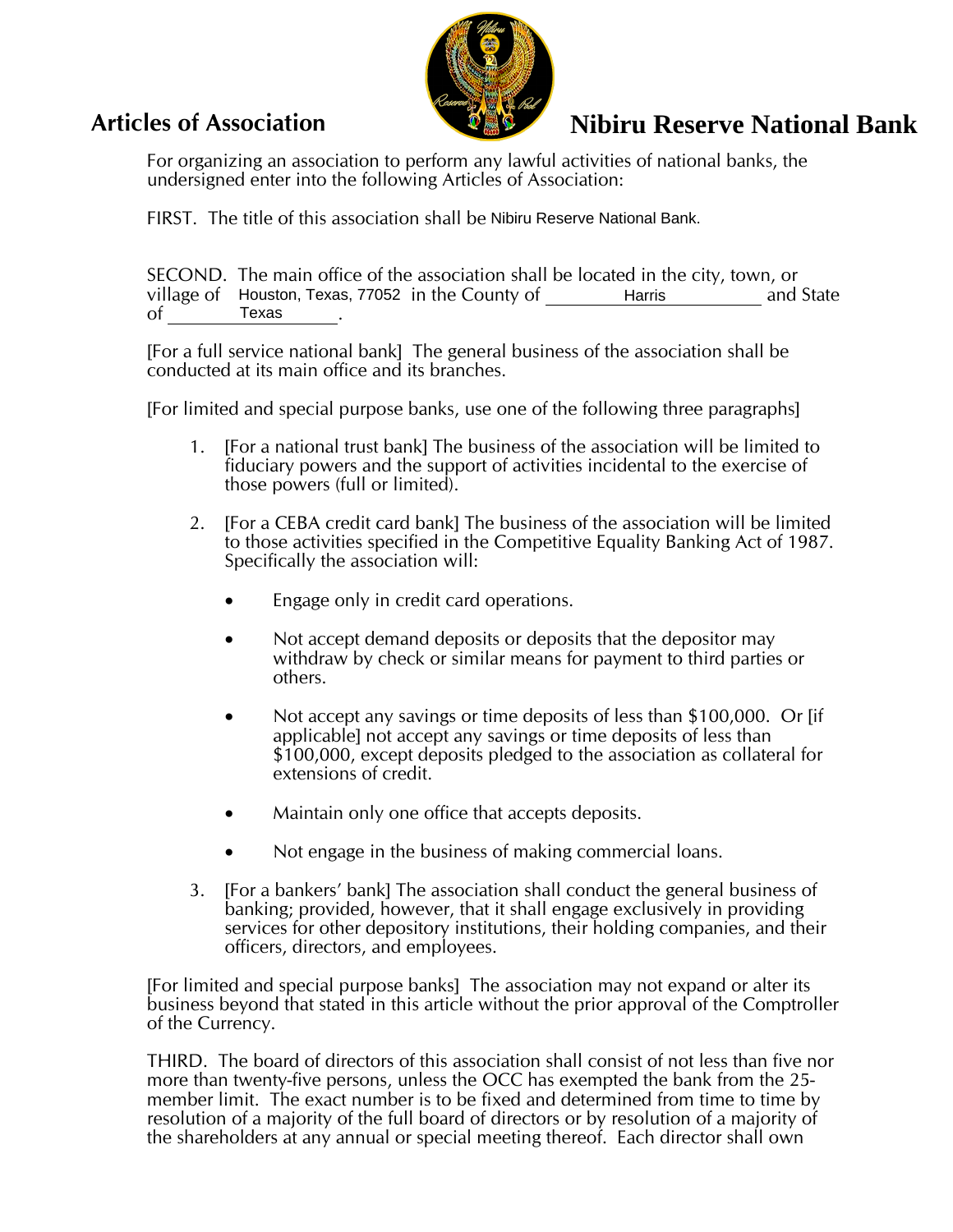# Articles of Association — Nibiru Reserve National Bank

For organizing an association to perform any lawful activities of national banks, the undersigned enter into the following Articles of Association:

FIRST. The title of this association shall be Nibiru Reserve National Bank.

SECOND. The main office of the association shall be located in the city, town, or village of Houston, Texas, 77052 in the County of Harris and State of Texas.

[For a full service national bank] The general business of the association shall be conducted at its main office and its branches.

[For limited and special purpose banks, use one of the following three paragraphs]

1. [For a national trust bank] The business of the association will be limited to fiduciary powers and the support of activities incidental to the exercise of those powers (full or limited).

2. [For a CEBA credit card bank] The business of the association will be limited to those activities specified in the Competitive Equality Banking Act of 1987. Specifically the association will:

   - Engage only in credit card operations.
   - Not accept demand deposits or deposits that the depositor may withdraw by check or similar means for payment to third parties or others.
   - Not accept any savings or time deposits of less than $100,000. Or [if applicable] not accept any savings or time deposits of less than $100,000, except deposits pledged to the association as collateral for extensions of credit.
   - Maintain only one office that accepts deposits.
   - Not engage in the business of making commercial loans.

3. [For a bankers' bank] The association shall conduct the general business of banking; provided, however, that it shall engage exclusively in providing services for other depository institutions, their holding companies, and their officers, directors, and employees.

[For limited and special purpose banks] The association may not expand or alter its business beyond that stated in this article without the prior approval of the Comptroller of the Currency.

THIRD. The board of directors of this association shall consist of not less than five nor more than twenty-five persons, unless the OCC has exempted the bank from the 25-member limit. The exact number is to be fixed and determined from time to time by resolution of a majority of the full board of directors or by resolution of a majority of the shareholders at any annual or special meeting thereof. Each director shall own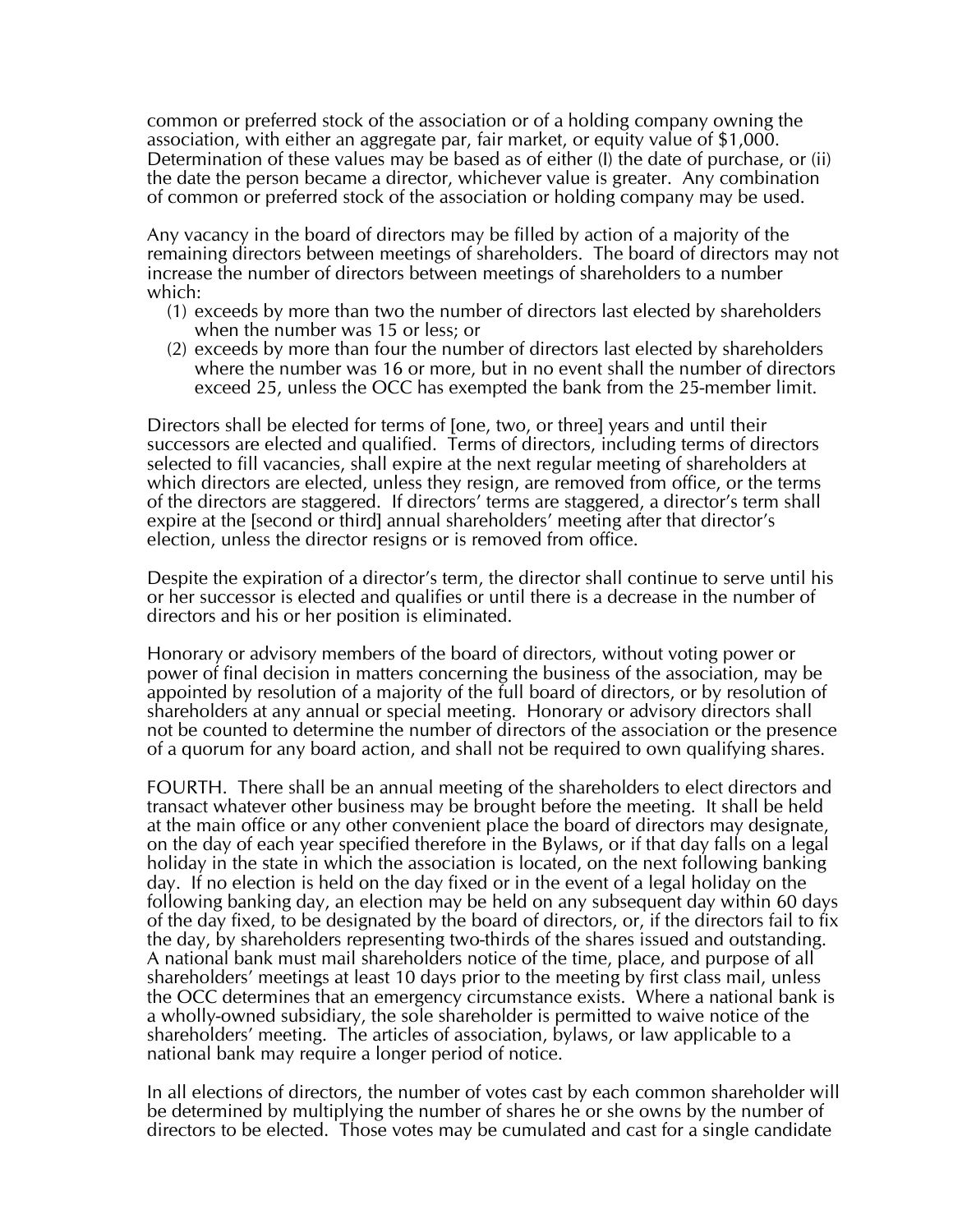common or preferred stock of the association or of a holding company owning the association, with either an aggregate par, fair market, or equity value of $1,000. Determination of these values may be based as of either (I) the date of purchase, or (ii) the date the person became a director, whichever value is greater. Any combination of common or preferred stock of the association or holding company may be used.

Any vacancy in the board of directors may be filled by action of a majority of the remaining directors between meetings of shareholders. The board of directors may not increase the number of directors between meetings of shareholders to a number which:

(1) exceeds by more than two the number of directors last elected by shareholders when the number was 15 or less; or
(2) exceeds by more than four the number of directors last elected by shareholders where the number was 16 or more, but in no event shall the number of directors exceed 25, unless the OCC has exempted the bank from the 25-member limit.

Directors shall be elected for terms of [one, two, or three] years and until their successors are elected and qualified. Terms of directors, including terms of directors selected to fill vacancies, shall expire at the next regular meeting of shareholders at which directors are elected, unless they resign, are removed from office, or the terms of the directors are staggered. If directors' terms are staggered, a director's term shall expire at the [second or third] annual shareholders' meeting after that director's election, unless the director resigns or is removed from office.

Despite the expiration of a director's term, the director shall continue to serve until his or her successor is elected and qualifies or until there is a decrease in the number of directors and his or her position is eliminated.

Honorary or advisory members of the board of directors, without voting power or power of final decision in matters concerning the business of the association, may be appointed by resolution of a majority of the full board of directors, or by resolution of shareholders at any annual or special meeting. Honorary or advisory directors shall not be counted to determine the number of directors of the association or the presence of a quorum for any board action, and shall not be required to own qualifying shares.

FOURTH. There shall be an annual meeting of the shareholders to elect directors and transact whatever other business may be brought before the meeting. It shall be held at the main office or any other convenient place the board of directors may designate, on the day of each year specified therefore in the Bylaws, or if that day falls on a legal holiday in the state in which the association is located, on the next following banking day. If no election is held on the day fixed or in the event of a legal holiday on the following banking day, an election may be held on any subsequent day within 60 days of the day fixed, to be designated by the board of directors, or, if the directors fail to fix the day, by shareholders representing two-thirds of the shares issued and outstanding. A national bank must mail shareholders notice of the time, place, and purpose of all shareholders' meetings at least 10 days prior to the meeting by first class mail, unless the OCC determines that an emergency circumstance exists. Where a national bank is a wholly-owned subsidiary, the sole shareholder is permitted to waive notice of the shareholders' meeting. The articles of association, bylaws, or law applicable to a national bank may require a longer period of notice.

In all elections of directors, the number of votes cast by each common shareholder will be determined by multiplying the number of shares he or she owns by the number of directors to be elected. Those votes may be cumulated and cast for a single candidate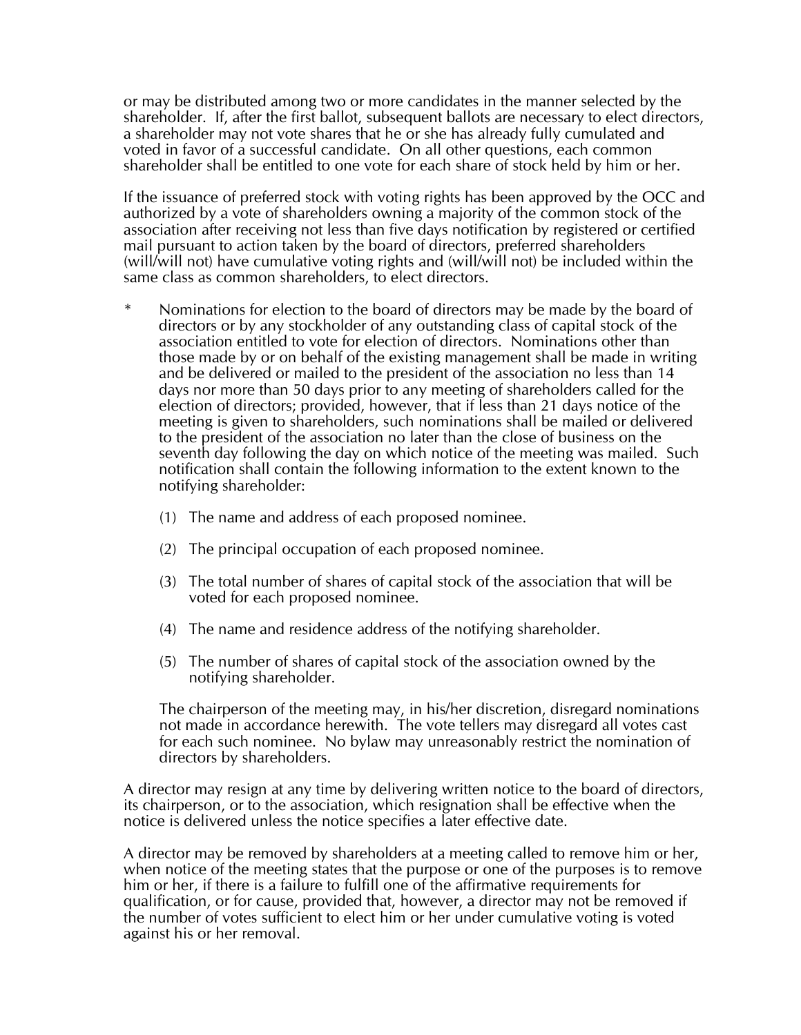or may be distributed among two or more candidates in the manner selected by the shareholder. If, after the first ballot, subsequent ballots are necessary to elect directors, a shareholder may not vote shares that he or she has already fully cumulated and voted in favor of a successful candidate. On all other questions, each common shareholder shall be entitled to one vote for each share of stock held by him or her.

If the issuance of preferred stock with voting rights has been approved by the OCC and authorized by a vote of shareholders owning a majority of the common stock of the association after receiving not less than five days notification by registered or certified mail pursuant to action taken by the board of directors, preferred shareholders (will/will not) have cumulative voting rights and (will/will not) be included within the same class as common shareholders, to elect directors.

\* Nominations for election to the board of directors may be made by the board of directors or by any stockholder of any outstanding class of capital stock of the association entitled to vote for election of directors. Nominations other than those made by or on behalf of the existing management shall be made in writing and be delivered or mailed to the president of the association no less than 14 days nor more than 50 days prior to any meeting of shareholders called for the election of directors; provided, however, that if less than 21 days notice of the meeting is given to shareholders, such nominations shall be mailed or delivered to the president of the association no later than the close of business on the seventh day following the day on which notice of the meeting was mailed. Such notification shall contain the following information to the extent known to the notifying shareholder:

(1) The name and address of each proposed nominee.

(2) The principal occupation of each proposed nominee.

(3) The total number of shares of capital stock of the association that will be voted for each proposed nominee.

(4) The name and residence address of the notifying shareholder.

(5) The number of shares of capital stock of the association owned by the notifying shareholder.

The chairperson of the meeting may, in his/her discretion, disregard nominations not made in accordance herewith. The vote tellers may disregard all votes cast for each such nominee. No bylaw may unreasonably restrict the nomination of directors by shareholders.

A director may resign at any time by delivering written notice to the board of directors, its chairperson, or to the association, which resignation shall be effective when the notice is delivered unless the notice specifies a later effective date.

A director may be removed by shareholders at a meeting called to remove him or her, when notice of the meeting states that the purpose or one of the purposes is to remove him or her, if there is a failure to fulfill one of the affirmative requirements for qualification, or for cause, provided that, however, a director may not be removed if the number of votes sufficient to elect him or her under cumulative voting is voted against his or her removal.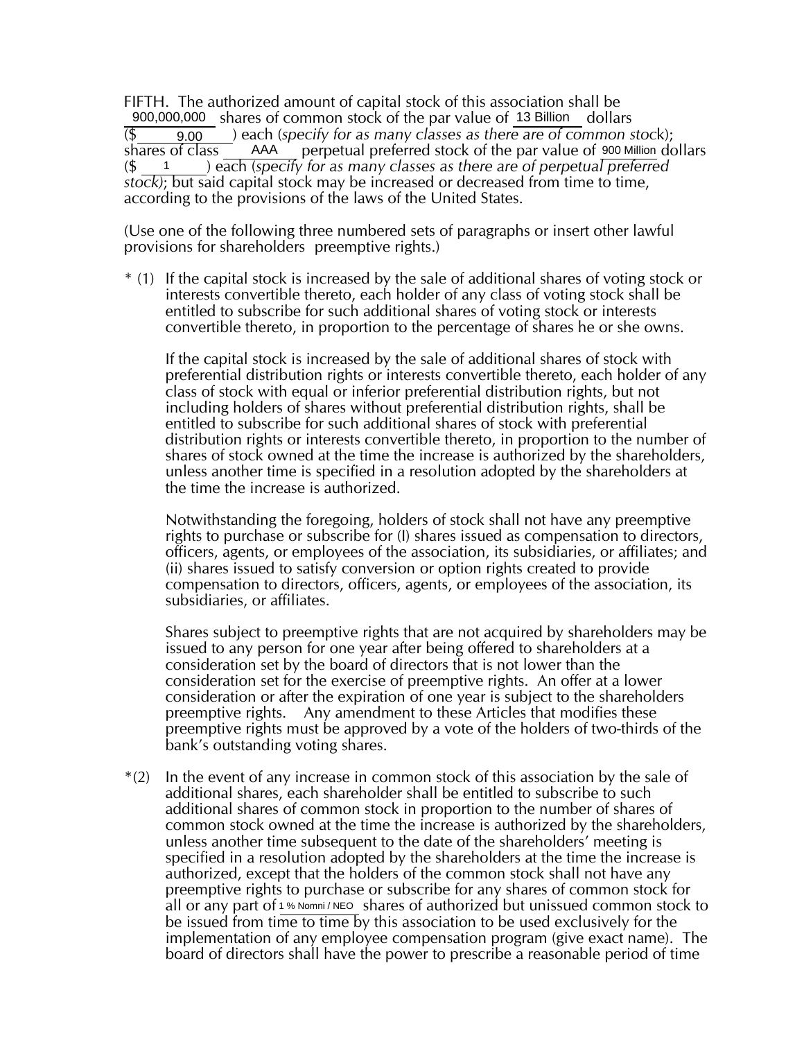FIFTH. The authorized amount of capital stock of this association shall be 900,000,000 shares of common stock of the par value of 13 Billion dollars ($ 9.00 ) each (*specify for as many classes as there are of common stock*); shares of class AAA perpetual preferred stock of the par value of 900 Million dollars ($ 1 ) each (*specify for as many classes as there are of perpetual preferred stock)*; but said capital stock may be increased or decreased from time to time, according to the provisions of the laws of the United States.

(Use one of the following three numbered sets of paragraphs or insert other lawful provisions for shareholders preemptive rights.)

\* (1) If the capital stock is increased by the sale of additional shares of voting stock or interests convertible thereto, each holder of any class of voting stock shall be entitled to subscribe for such additional shares of voting stock or interests convertible thereto, in proportion to the percentage of shares he or she owns.

If the capital stock is increased by the sale of additional shares of stock with preferential distribution rights or interests convertible thereto, each holder of any class of stock with equal or inferior preferential distribution rights, but not including holders of shares without preferential distribution rights, shall be entitled to subscribe for such additional shares of stock with preferential distribution rights or interests convertible thereto, in proportion to the number of shares of stock owned at the time the increase is authorized by the shareholders, unless another time is specified in a resolution adopted by the shareholders at the time the increase is authorized.

Notwithstanding the foregoing, holders of stock shall not have any preemptive rights to purchase or subscribe for (I) shares issued as compensation to directors, officers, agents, or employees of the association, its subsidiaries, or affiliates; and (ii) shares issued to satisfy conversion or option rights created to provide compensation to directors, officers, agents, or employees of the association, its subsidiaries, or affiliates.

Shares subject to preemptive rights that are not acquired by shareholders may be issued to any person for one year after being offered to shareholders at a consideration set by the board of directors that is not lower than the consideration set for the exercise of preemptive rights. An offer at a lower consideration or after the expiration of one year is subject to the shareholders preemptive rights. Any amendment to these Articles that modifies these preemptive rights must be approved by a vote of the holders of two-thirds of the bank's outstanding voting shares.

\*(2) In the event of any increase in common stock of this association by the sale of additional shares, each shareholder shall be entitled to subscribe to such additional shares of common stock in proportion to the number of shares of common stock owned at the time the increase is authorized by the shareholders, unless another time subsequent to the date of the shareholders' meeting is specified in a resolution adopted by the shareholders at the time the increase is authorized, except that the holders of the common stock shall not have any preemptive rights to purchase or subscribe for any shares of common stock for all or any part of 1 % Nomni / NEO shares of authorized but unissued common stock to be issued from time to time by this association to be used exclusively for the implementation of any employee compensation program (give exact name). The board of directors shall have the power to prescribe a reasonable period of time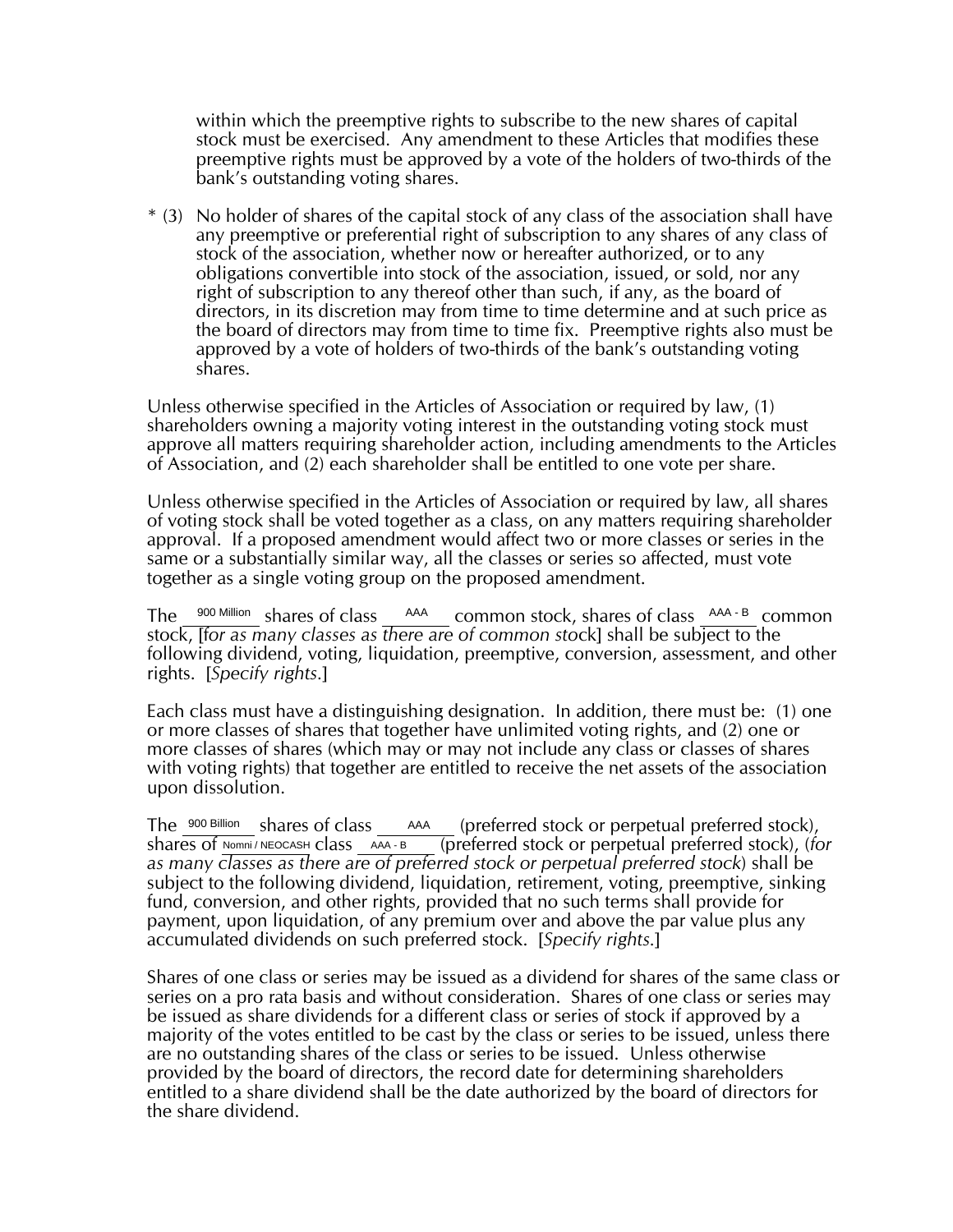within which the preemptive rights to subscribe to the new shares of capital stock must be exercised. Any amendment to these Articles that modifies these preemptive rights must be approved by a vote of the holders of two-thirds of the bank's outstanding voting shares.

* (3) No holder of shares of the capital stock of any class of the association shall have any preemptive or preferential right of subscription to any shares of any class of stock of the association, whether now or hereafter authorized, or to any obligations convertible into stock of the association, issued, or sold, nor any right of subscription to any thereof other than such, if any, as the board of directors, in its discretion may from time to time determine and at such price as the board of directors may from time to time fix. Preemptive rights also must be approved by a vote of holders of two-thirds of the bank's outstanding voting shares.

Unless otherwise specified in the Articles of Association or required by law, (1) shareholders owning a majority voting interest in the outstanding voting stock must approve all matters requiring shareholder action, including amendments to the Articles of Association, and (2) each shareholder shall be entitled to one vote per share.

Unless otherwise specified in the Articles of Association or required by law, all shares of voting stock shall be voted together as a class, on any matters requiring shareholder approval. If a proposed amendment would affect two or more classes or series in the same or a substantially similar way, all the classes or series so affected, must vote together as a single voting group on the proposed amendment.

The 900 Million shares of class AAA common stock, shares of class AAA - B common stock, [*for as many classes as there are of common stock*] shall be subject to the following dividend, voting, liquidation, preemptive, conversion, assessment, and other rights. [*Specify rights.*]

Each class must have a distinguishing designation. In addition, there must be: (1) one or more classes of shares that together have unlimited voting rights, and (2) one or more classes of shares (which may or may not include any class or classes of shares with voting rights) that together are entitled to receive the net assets of the association upon dissolution.

The 900 Billion shares of class AAA (preferred stock or perpetual preferred stock), shares of Nomni / NEOCASH class AAA - B (preferred stock or perpetual preferred stock), (*for as many classes as there are of preferred stock or perpetual preferred stock*) shall be subject to the following dividend, liquidation, retirement, voting, preemptive, sinking fund, conversion, and other rights, provided that no such terms shall provide for payment, upon liquidation, of any premium over and above the par value plus any accumulated dividends on such preferred stock. [*Specify rights.*]

Shares of one class or series may be issued as a dividend for shares of the same class or series on a pro rata basis and without consideration. Shares of one class or series may be issued as share dividends for a different class or series of stock if approved by a majority of the votes entitled to be cast by the class or series to be issued, unless there are no outstanding shares of the class or series to be issued. Unless otherwise provided by the board of directors, the record date for determining shareholders entitled to a share dividend shall be the date authorized by the board of directors for the share dividend.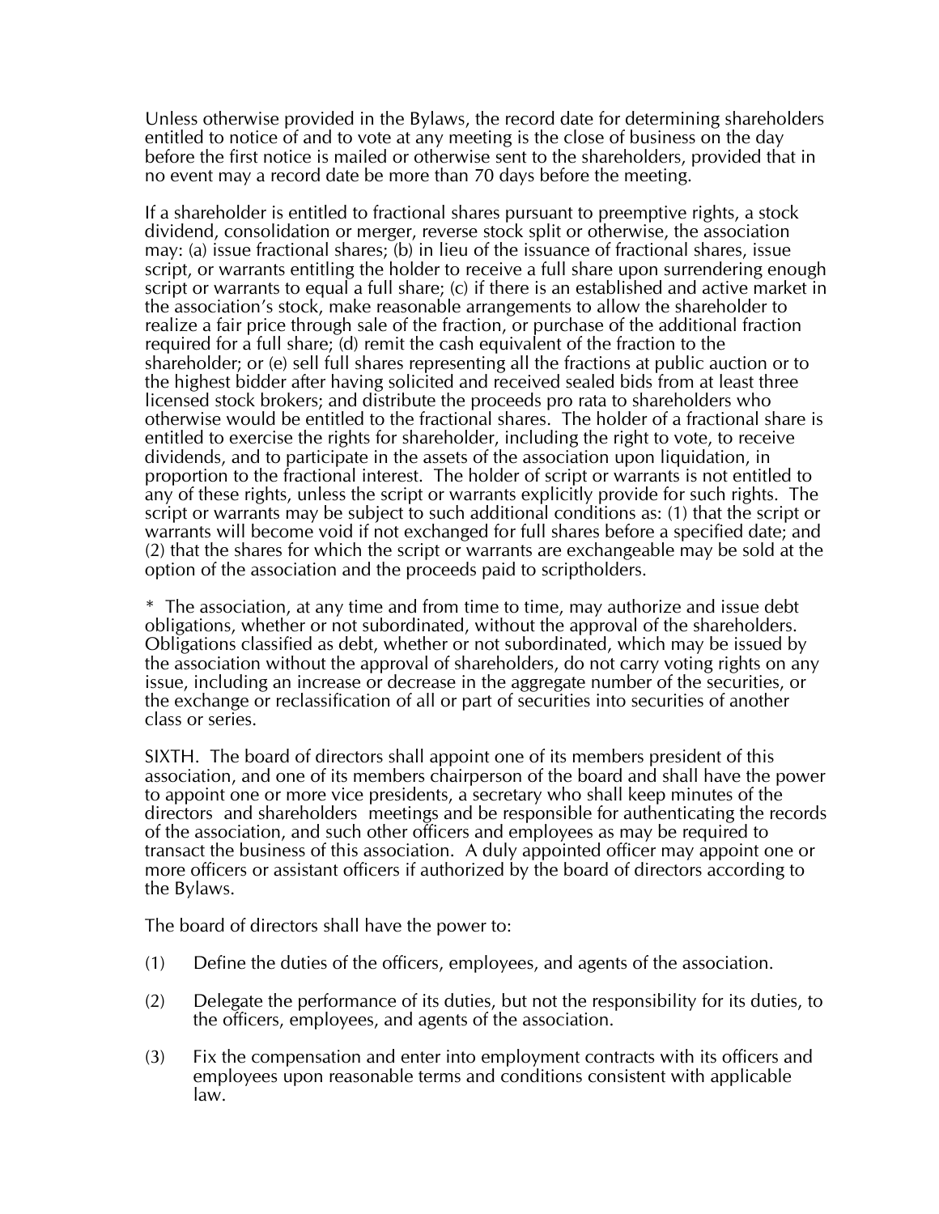Unless otherwise provided in the Bylaws, the record date for determining shareholders entitled to notice of and to vote at any meeting is the close of business on the day before the first notice is mailed or otherwise sent to the shareholders, provided that in no event may a record date be more than 70 days before the meeting.

If a shareholder is entitled to fractional shares pursuant to preemptive rights, a stock dividend, consolidation or merger, reverse stock split or otherwise, the association may: (a) issue fractional shares; (b) in lieu of the issuance of fractional shares, issue script, or warrants entitling the holder to receive a full share upon surrendering enough script or warrants to equal a full share; (c) if there is an established and active market in the association's stock, make reasonable arrangements to allow the shareholder to realize a fair price through sale of the fraction, or purchase of the additional fraction required for a full share; (d) remit the cash equivalent of the fraction to the shareholder; or (e) sell full shares representing all the fractions at public auction or to the highest bidder after having solicited and received sealed bids from at least three licensed stock brokers; and distribute the proceeds pro rata to shareholders who otherwise would be entitled to the fractional shares. The holder of a fractional share is entitled to exercise the rights for shareholder, including the right to vote, to receive dividends, and to participate in the assets of the association upon liquidation, in proportion to the fractional interest. The holder of script or warrants is not entitled to any of these rights, unless the script or warrants explicitly provide for such rights. The script or warrants may be subject to such additional conditions as: (1) that the script or warrants will become void if not exchanged for full shares before a specified date; and (2) that the shares for which the script or warrants are exchangeable may be sold at the option of the association and the proceeds paid to scriptholders.

* The association, at any time and from time to time, may authorize and issue debt obligations, whether or not subordinated, without the approval of the shareholders. Obligations classified as debt, whether or not subordinated, which may be issued by the association without the approval of shareholders, do not carry voting rights on any issue, including an increase or decrease in the aggregate number of the securities, or the exchange or reclassification of all or part of securities into securities of another class or series.

SIXTH. The board of directors shall appoint one of its members president of this association, and one of its members chairperson of the board and shall have the power to appoint one or more vice presidents, a secretary who shall keep minutes of the directors and shareholders meetings and be responsible for authenticating the records of the association, and such other officers and employees as may be required to transact the business of this association. A duly appointed officer may appoint one or more officers or assistant officers if authorized by the board of directors according to the Bylaws.

The board of directors shall have the power to:

(1) Define the duties of the officers, employees, and agents of the association.

(2) Delegate the performance of its duties, but not the responsibility for its duties, to the officers, employees, and agents of the association.

(3) Fix the compensation and enter into employment contracts with its officers and employees upon reasonable terms and conditions consistent with applicable law.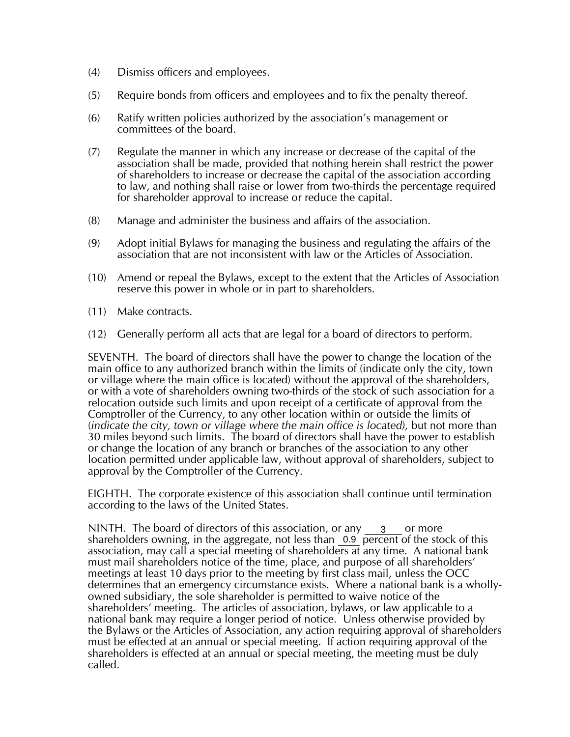(4) Dismiss officers and employees.

(5) Require bonds from officers and employees and to fix the penalty thereof.

(6) Ratify written policies authorized by the association's management or committees of the board.

(7) Regulate the manner in which any increase or decrease of the capital of the association shall be made, provided that nothing herein shall restrict the power of shareholders to increase or decrease the capital of the association according to law, and nothing shall raise or lower from two-thirds the percentage required for shareholder approval to increase or reduce the capital.

(8) Manage and administer the business and affairs of the association.

(9) Adopt initial Bylaws for managing the business and regulating the affairs of the association that are not inconsistent with law or the Articles of Association.

(10) Amend or repeal the Bylaws, except to the extent that the Articles of Association reserve this power in whole or in part to shareholders.

(11) Make contracts.

(12) Generally perform all acts that are legal for a board of directors to perform.

SEVENTH. The board of directors shall have the power to change the location of the main office to any authorized branch within the limits of (indicate only the city, town or village where the main office is located) without the approval of the shareholders, or with a vote of shareholders owning two-thirds of the stock of such association for a relocation outside such limits and upon receipt of a certificate of approval from the Comptroller of the Currency, to any other location within or outside the limits of (*indicate the city, town or village where the main office is located),* but not more than 30 miles beyond such limits. The board of directors shall have the power to establish or change the location of any branch or branches of the association to any other location permitted under applicable law, without approval of shareholders, subject to approval by the Comptroller of the Currency.

EIGHTH. The corporate existence of this association shall continue until termination according to the laws of the United States.

NINTH. The board of directors of this association, or any 3 or more shareholders owning, in the aggregate, not less than 0.9 percent of the stock of this association, may call a special meeting of shareholders at any time. A national bank must mail shareholders notice of the time, place, and purpose of all shareholders' meetings at least 10 days prior to the meeting by first class mail, unless the OCC determines that an emergency circumstance exists. Where a national bank is a wholly-owned subsidiary, the sole shareholder is permitted to waive notice of the shareholders' meeting. The articles of association, bylaws, or law applicable to a national bank may require a longer period of notice. Unless otherwise provided by the Bylaws or the Articles of Association, any action requiring approval of shareholders must be effected at an annual or special meeting. If action requiring approval of the shareholders is effected at an annual or special meeting, the meeting must be duly called.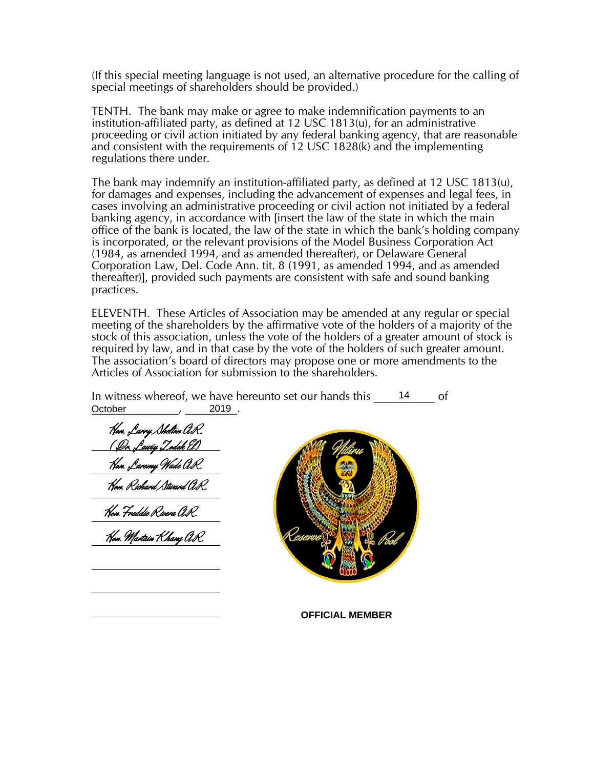(If this special meeting language is not used, an alternative procedure for the calling of special meetings of shareholders should be provided.)

TENTH. The bank may make or agree to make indemnification payments to an institution-affiliated party, as defined at 12 USC 1813(u), for an administrative proceeding or civil action initiated by any federal banking agency, that are reasonable and consistent with the requirements of 12 USC 1828(k) and the implementing regulations there under.

The bank may indemnify an institution-affiliated party, as defined at 12 USC 1813(u), for damages and expenses, including the advancement of expenses and legal fees, in cases involving an administrative proceeding or civil action not initiated by a federal banking agency, in accordance with [insert the law of the state in which the main office of the bank is located, the law of the state in which the bank's holding company is incorporated, or the relevant provisions of the Model Business Corporation Act (1984, as amended 1994, and as amended thereafter), or Delaware General Corporation Law, Del. Code Ann. tit. 8 (1991, as amended 1994, and as amended thereafter)], provided such payments are consistent with safe and sound banking practices.

ELEVENTH. These Articles of Association may be amended at any regular or special meeting of the shareholders by the affirmative vote of the holders of a majority of the stock of this association, unless the vote of the holders of a greater amount of stock is required by law, and in that case by the vote of the holders of such greater amount. The association's board of directors may propose one or more amendments to the Articles of Association for submission to the shareholders.

In witness whereof, we have hereunto set our hands this 14 of October, 2019.

Hon. Larry Shelton A.R. (Dr. Lawiy Zodok El)

Hon. Laremy Wade A.R.

Hon. Richard Steward A.R.

Hon. Freddie Rivera A.R.

Hon. Martain Khang A.R.

\_\_\_\_\_\_\_\_\_\_\_\_\_\_\_\_\_\_\_\_\_\_

\_\_\_\_\_\_\_\_\_\_\_\_\_\_\_\_\_\_\_\_\_\_

\_\_\_\_\_\_\_\_\_\_\_\_\_\_\_\_\_\_\_\_\_\_

Nibiru

Reserve Pool

**OFFICIAL MEMBER**